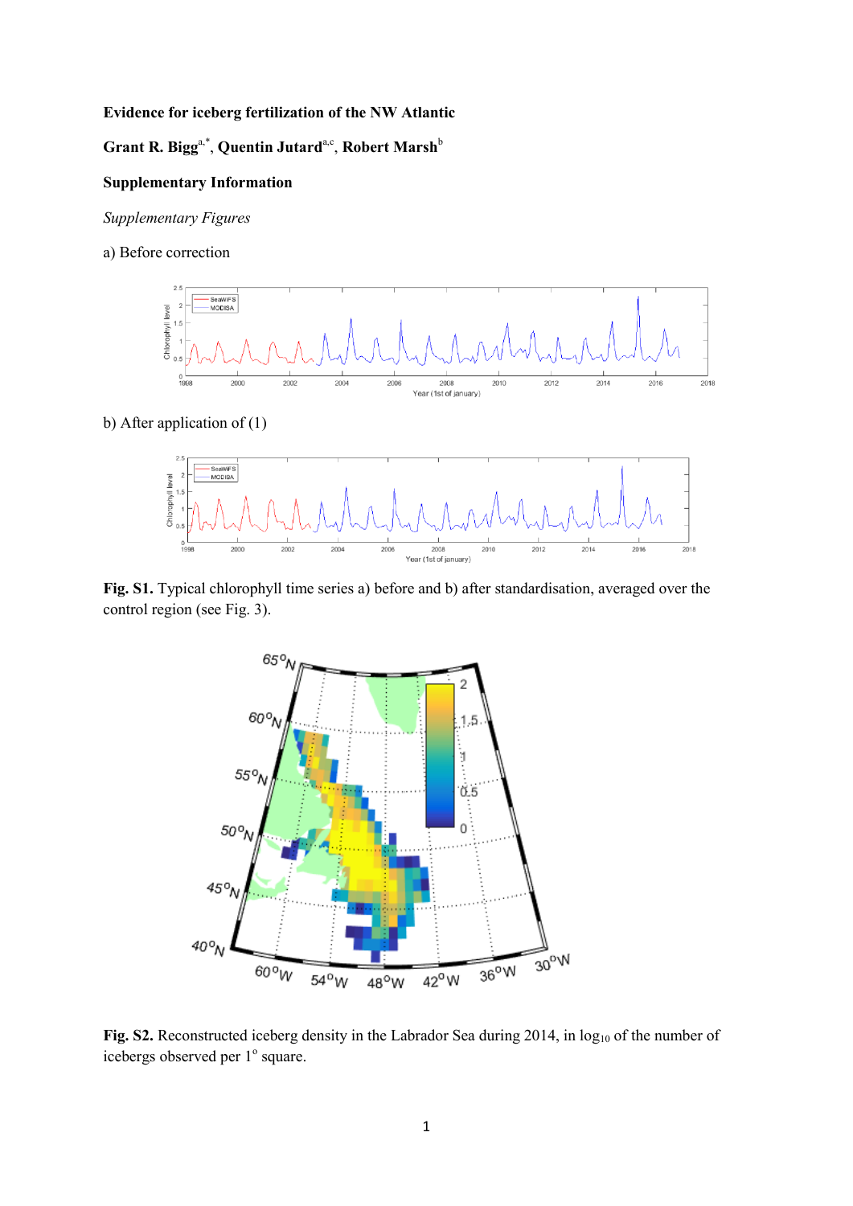**Evidence for iceberg fertilization of the NW Atlantic**

**Grant R. Bigg[a,*], Quentin Jutard[a,c], Robert Marsh[b]**

**Supplementary Information**

*Supplementary Figures*

a) Before correction

b) After application of (1)

**Fig. S1.** Typical chlorophyll time series a) before and b) after standardisation, averaged over the control region (see Fig. 3).

**Fig. S2.** Reconstructed iceberg density in the Labrador Sea during 2014, in $\log_{10}$ of the number of icebergs observed per $1^{o}$ square.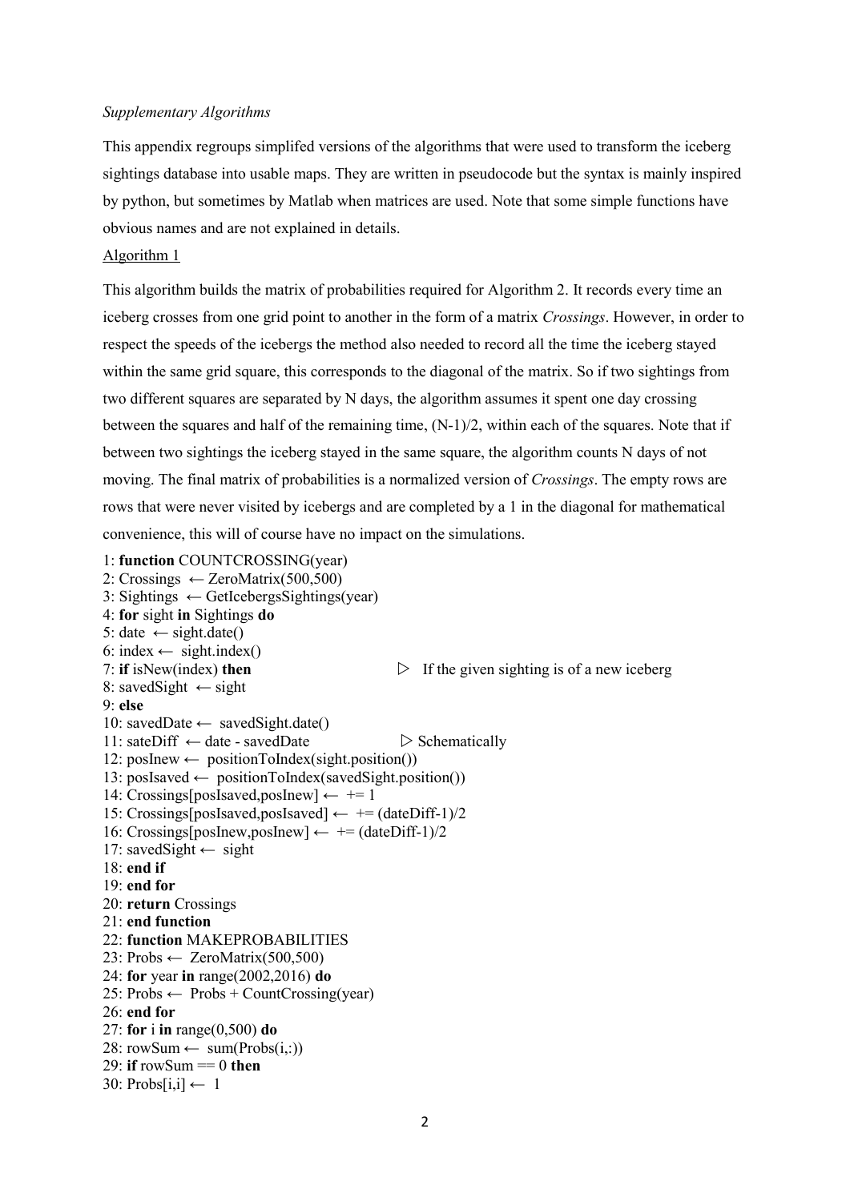*Supplementary Algorithms*

This appendix regroups simplifed versions of the algorithms that were used to transform the iceberg sightings database into usable maps. They are written in pseudocode but the syntax is mainly inspired by python, but sometimes by Matlab when matrices are used. Note that some simple functions have obvious names and are not explained in details.

Algorithm 1

This algorithm builds the matrix of probabilities required for Algorithm 2. It records every time an iceberg crosses from one grid point to another in the form of a matrix *Crossings*. However, in order to respect the speeds of the icebergs the method also needed to record all the time the iceberg stayed within the same grid square, this corresponds to the diagonal of the matrix. So if two sightings from two different squares are separated by N days, the algorithm assumes it spent one day crossing between the squares and half of the remaining time, (N-1)/2, within each of the squares. Note that if between two sightings the iceberg stayed in the same square, the algorithm counts N days of not moving. The final matrix of probabilities is a normalized version of *Crossings*. The empty rows are rows that were never visited by icebergs and are completed by a 1 in the diagonal for mathematical convenience, this will of course have no impact on the simulations.

```
1: function COUNTCROSSING(year)
2: Crossings ← ZeroMatrix(500,500)
3: Sightings ← GetIcebergsSightings(year)
4: for sight in Sightings do
5: date ← sight.date()
6: index ← sight.index()
7: if isNew(index) then                ▷ If the given sighting is of a new iceberg
8: savedSight ← sight
9: else
10: savedDate ← savedSight.date()
11: sateDiff ← date - savedDate        ▷ Schematically
12: posInew ← positionToIndex(sight.position())
13: posIsaved ← positionToIndex(savedSight.position())
14: Crossings[posIsaved,posInew] ← += 1
15: Crossings[posIsaved,posIsaved] ← += (dateDiff-1)/2
16: Crossings[posInew,posInew] ← += (dateDiff-1)/2
17: savedSight ← sight
18: end if
19: end for
20: return Crossings
21: end function
22: function MAKEPROBABILITIES
23: Probs ← ZeroMatrix(500,500)
24: for year in range(2002,2016) do
25: Probs ← Probs + CountCrossing(year)
26: end for
27: for i in range(0,500) do
28: rowSum ← sum(Probs(i,:))
29: if rowSum == 0 then
30: Probs[i,i] ← 1
```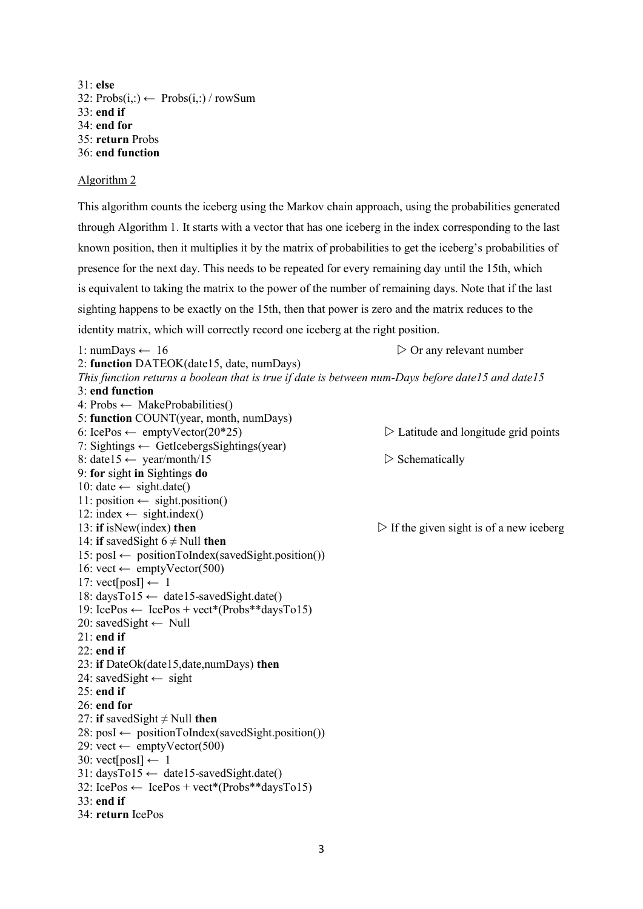```
31: else
32: Probs(i,:) ← Probs(i,:) / rowSum
33: end if
34: end for
35: return Probs
36: end function
```

Algorithm 2

This algorithm counts the iceberg using the Markov chain approach, using the probabilities generated through Algorithm 1. It starts with a vector that has one iceberg in the index corresponding to the last known position, then it multiplies it by the matrix of probabilities to get the iceberg's probabilities of presence for the next day. This needs to be repeated for every remaining day until the 15th, which is equivalent to taking the matrix to the power of the number of remaining days. Note that if the last sighting happens to be exactly on the 15th, then that power is zero and the matrix reduces to the identity matrix, which will correctly record one iceberg at the right position.

```
1: numDays ← 16                                         ▷ Or any relevant number
2: function DATEOK(date15, date, numDays)
This function returns a boolean that is true if date is between num-Days before date15 and date15
3: end function
4: Probs ← MakeProbabilities()
5: function COUNT(year, month, numDays)
6: IcePos ← emptyVector(20*25)                         ▷ Latitude and longitude grid points
7: Sightings ← GetIcebergsSightings(year)
8: date15 ← year/month/15                              ▷ Schematically
9: for sight in Sightings do
10: date ← sight.date()
11: position ← sight.position()
12: index ← sight.index()
13: if isNew(index) then                                ▷ If the given sight is of a new iceberg
14: if savedSight 6 ≠ Null then
15: posI ← positionToIndex(savedSight.position())
16: vect ← emptyVector(500)
17: vect[posI] ← 1
18: daysTo15 ← date15-savedSight.date()
19: IcePos ← IcePos + vect*(Probs**daysTo15)
20: savedSight ← Null
21: end if
22: end if
23: if DateOk(date15,date,numDays) then
24: savedSight ← sight
25: end if
26: end for
27: if savedSight ≠ Null then
28: posI ← positionToIndex(savedSight.position())
29: vect ← emptyVector(500)
30: vect[posI] ← 1
31: daysTo15 ← date15-savedSight.date()
32: IcePos ← IcePos + vect*(Probs**daysTo15)
33: end if
34: return IcePos
```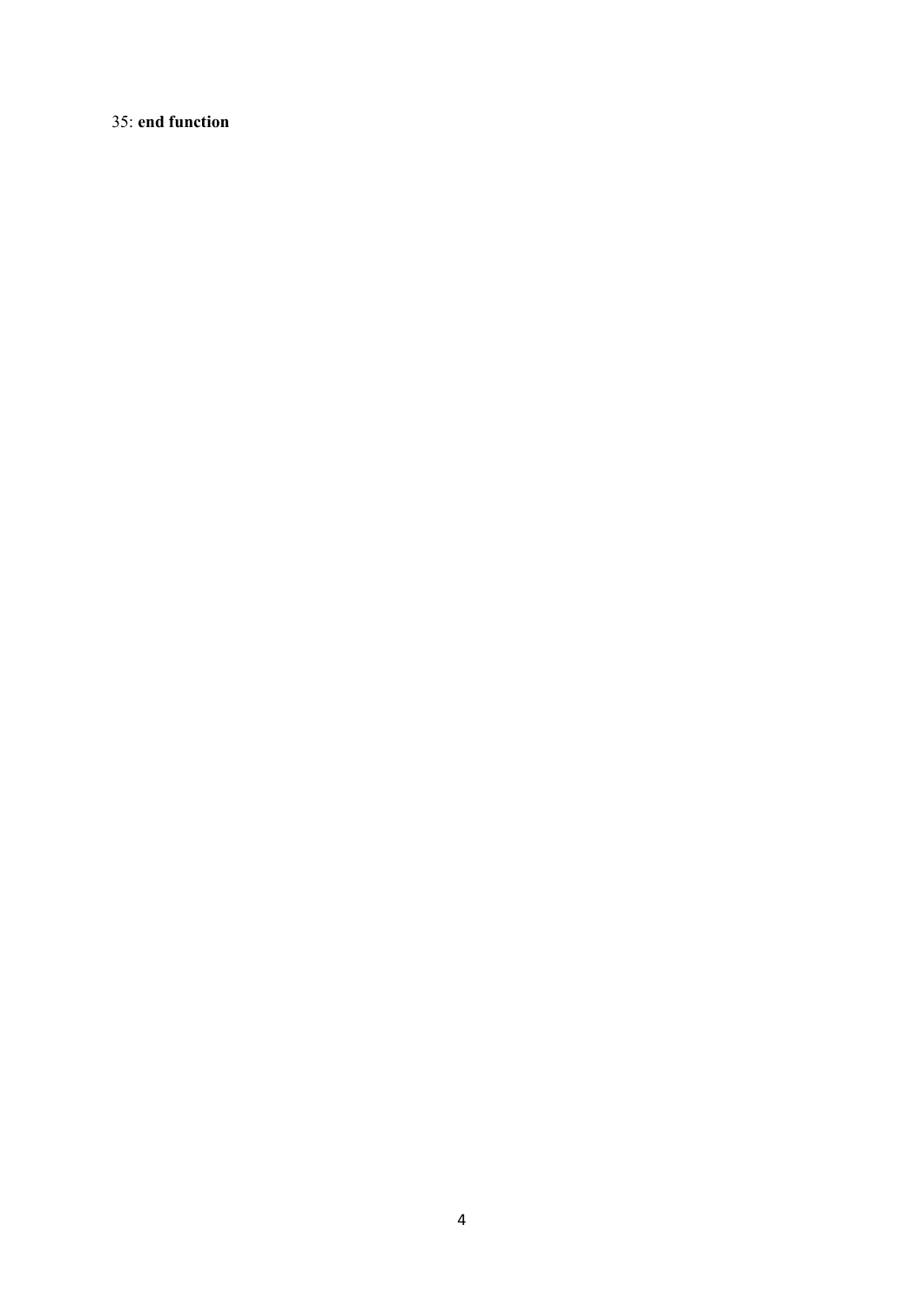35: **end function**